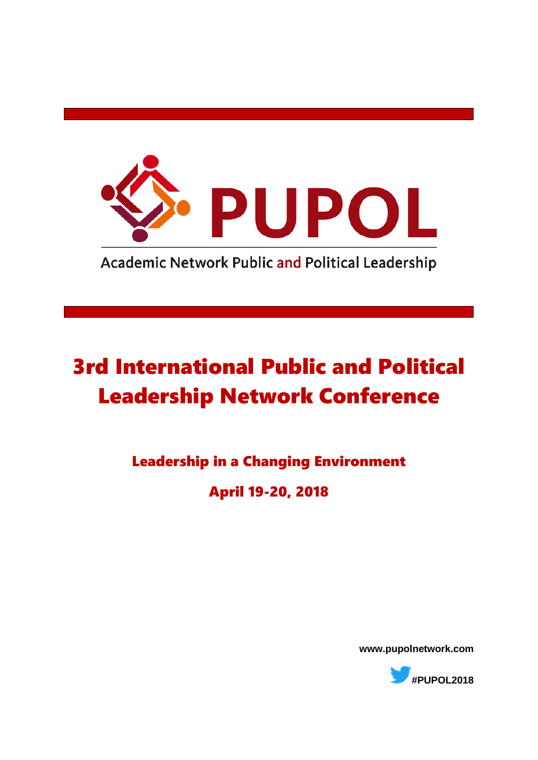# PUPOL

Academic Network Public and Political Leadership

# 3rd International Public and Political Leadership Network Conference

## Leadership in a Changing Environment

## April 19-20, 2018

**www.pupolnetwork.com**

**#PUPOL2018**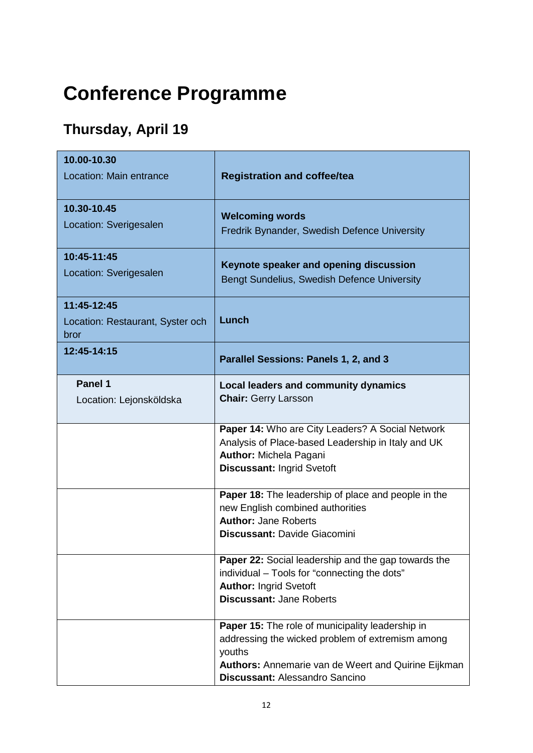# Conference Programme

## Thursday, April 19

| | |
|---|---|
| **10.00-10.30**<br>Location: Main entrance | **Registration and coffee/tea** |
| **10.30-10.45**<br>Location: Sverigesalen | **Welcoming words**<br>Fredrik Bynander, Swedish Defence University |
| **10:45-11:45**<br>Location: Sverigesalen | **Keynote speaker and opening discussion**<br>Bengt Sundelius, Swedish Defence University |
| **11:45-12:45**<br>Location: Restaurant, Syster och bror | **Lunch** |
| **12:45-14:15** | **Parallel Sessions: Panels 1, 2, and 3** |
| **Panel 1**<br>Location: Lejonsköldska | **Local leaders and community dynamics**<br>**Chair:** Gerry Larsson |
| | **Paper 14:** Who are City Leaders? A Social Network Analysis of Place-based Leadership in Italy and UK<br>**Author:** Michela Pagani<br>**Discussant:** Ingrid Svetoft |
| | **Paper 18:** The leadership of place and people in the new English combined authorities<br>**Author:** Jane Roberts<br>**Discussant:** Davide Giacomini |
| | **Paper 22:** Social leadership and the gap towards the individual – Tools for "connecting the dots"<br>**Author:** Ingrid Svetoft<br>**Discussant:** Jane Roberts |
| | **Paper 15:** The role of municipality leadership in addressing the wicked problem of extremism among youths<br>**Authors:** Annemarie van de Weert and Quirine Eijkman<br>**Discussant:** Alessandro Sancino |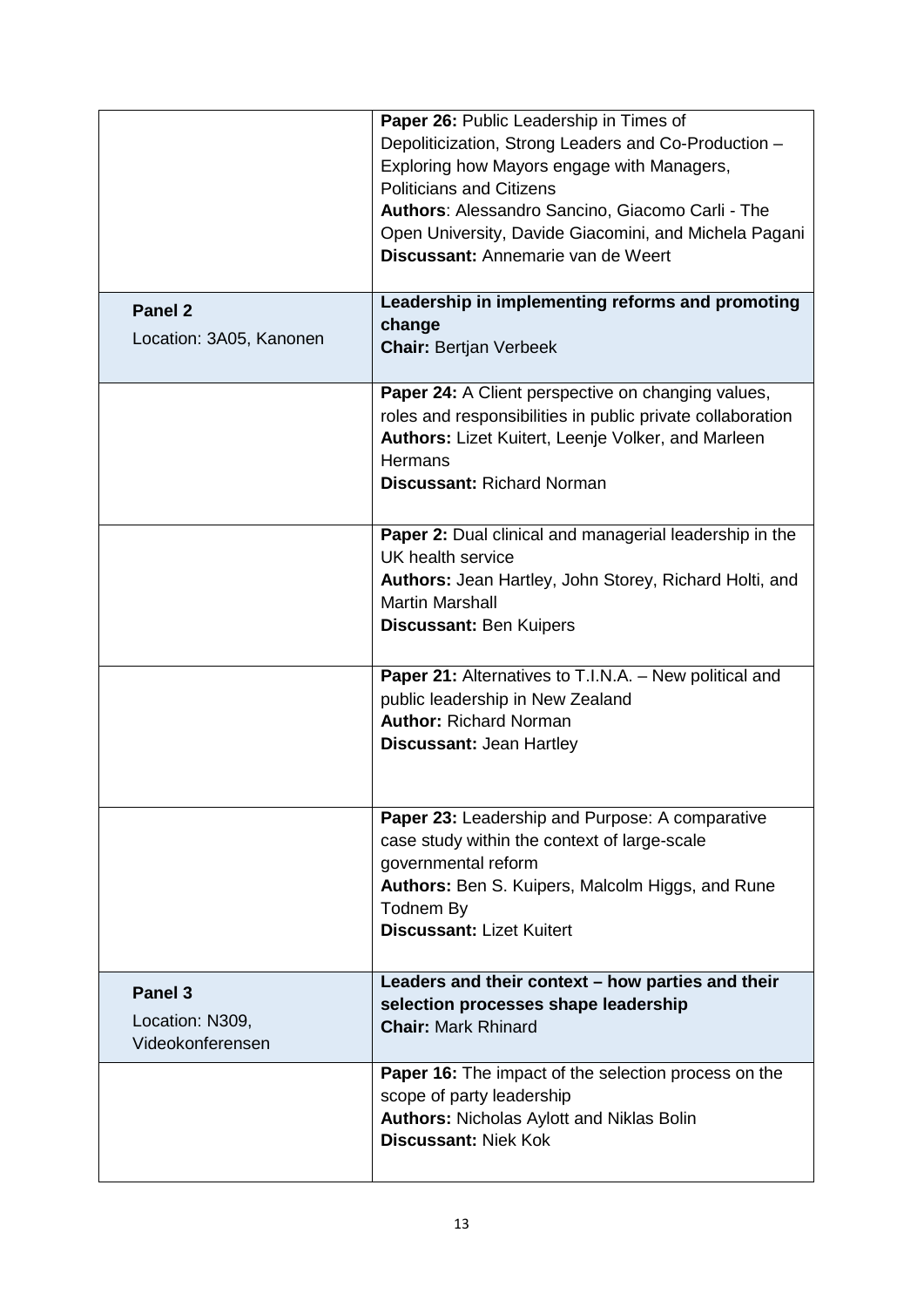| | |
|---|---|
| | **Paper 26:** Public Leadership in Times of Depoliticization, Strong Leaders and Co-Production – Exploring how Mayors engage with Managers, Politicians and Citizens<br>**Authors**: Alessandro Sancino, Giacomo Carli - The Open University, Davide Giacomini, and Michela Pagani<br>**Discussant:** Annemarie van de Weert |
| **Panel 2**<br>Location: 3A05, Kanonen | **Leadership in implementing reforms and promoting change**<br>**Chair:** Bertjan Verbeek |
| | **Paper 24:** A Client perspective on changing values, roles and responsibilities in public private collaboration<br>**Authors:** Lizet Kuitert, Leenje Volker, and Marleen Hermans<br>**Discussant:** Richard Norman |
| | **Paper 2:** Dual clinical and managerial leadership in the UK health service<br>**Authors:** Jean Hartley, John Storey, Richard Holti, and Martin Marshall<br>**Discussant:** Ben Kuipers |
| | **Paper 21:** Alternatives to T.I.N.A. – New political and public leadership in New Zealand<br>**Author:** Richard Norman<br>**Discussant:** Jean Hartley |
| | **Paper 23:** Leadership and Purpose: A comparative case study within the context of large-scale governmental reform<br>**Authors:** Ben S. Kuipers, Malcolm Higgs, and Rune Todnem By<br>**Discussant:** Lizet Kuitert |
| **Panel 3**<br>Location: N309, Videokonferensen | **Leaders and their context – how parties and their selection processes shape leadership**<br>**Chair:** Mark Rhinard |
| | **Paper 16:** The impact of the selection process on the scope of party leadership<br>**Authors:** Nicholas Aylott and Niklas Bolin<br>**Discussant:** Niek Kok |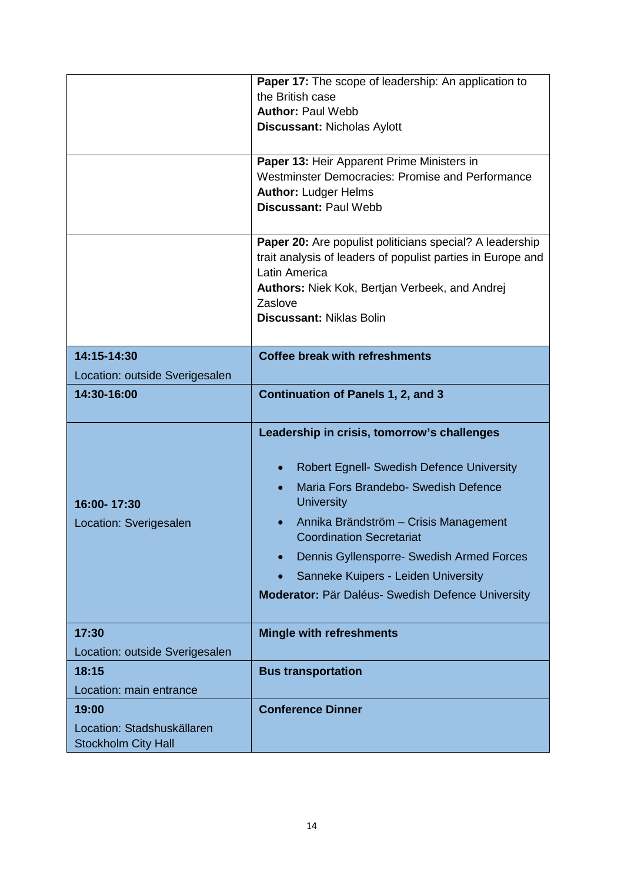| | |
|---|---|
| | **Paper 17:** The scope of leadership: An application to the British case<br>**Author:** Paul Webb<br>**Discussant:** Nicholas Aylott |
| | **Paper 13:** Heir Apparent Prime Ministers in Westminster Democracies: Promise and Performance<br>**Author:** Ludger Helms<br>**Discussant:** Paul Webb |
| | **Paper 20:** Are populist politicians special? A leadership trait analysis of leaders of populist parties in Europe and Latin America<br>**Authors:** Niek Kok, Bertjan Verbeek, and Andrej Zaslove<br>**Discussant:** Niklas Bolin |
| **14:15-14:30**<br>Location: outside Sverigesalen | **Coffee break with refreshments** |
| **14:30-16:00** | **Continuation of Panels 1, 2, and 3** |
| **16:00- 17:30**<br>Location: Sverigesalen | **Leadership in crisis, tomorrow's challenges**<br>• Robert Egnell- Swedish Defence University<br>• Maria Fors Brandebo- Swedish Defence University<br>• Annika Brändström – Crisis Management Coordination Secretariat<br>• Dennis Gyllensporre- Swedish Armed Forces<br>• Sanneke Kuipers - Leiden University<br>**Moderator:** Pär Daléus- Swedish Defence University |
| **17:30**<br>Location: outside Sverigesalen | **Mingle with refreshments** |
| **18:15**<br>Location: main entrance | **Bus transportation** |
| **19:00**<br>Location: Stadshuskällaren Stockholm City Hall | **Conference Dinner** |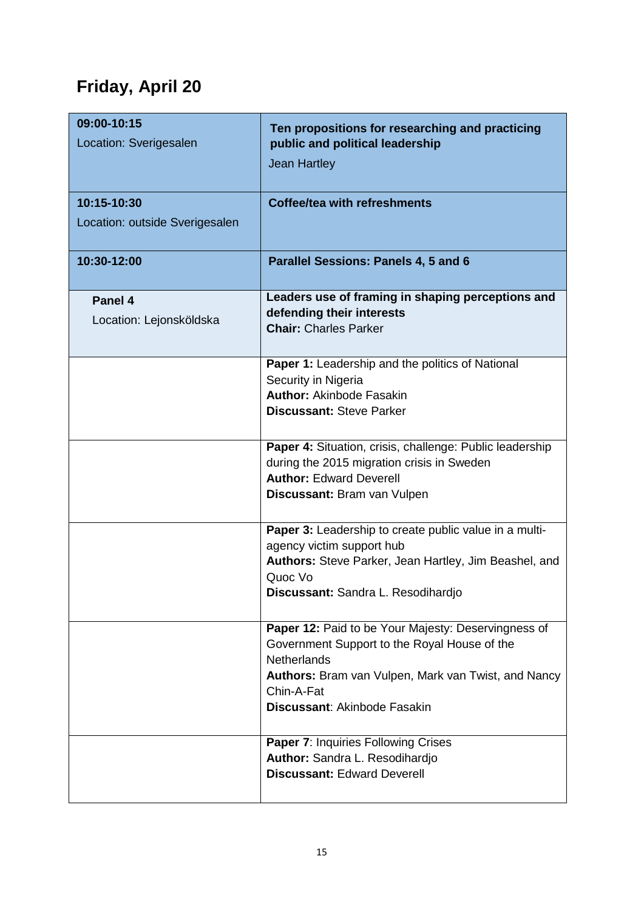## Friday, April 20

| | |
|---|---|
| **09:00-10:15**<br>Location: Sverigesalen | **Ten propositions for researching and practicing public and political leadership**<br>Jean Hartley |
| **10:15-10:30**<br>Location: outside Sverigesalen | **Coffee/tea with refreshments** |
| **10:30-12:00** | **Parallel Sessions: Panels 4, 5 and 6** |
| **Panel 4**<br>Location: Lejonsköldska | **Leaders use of framing in shaping perceptions and defending their interests**<br>**Chair:** Charles Parker |
| | **Paper 1:** Leadership and the politics of National Security in Nigeria<br>**Author:** Akinbode Fasakin<br>**Discussant:** Steve Parker |
| | **Paper 4:** Situation, crisis, challenge: Public leadership during the 2015 migration crisis in Sweden<br>**Author:** Edward Deverell<br>**Discussant:** Bram van Vulpen |
| | **Paper 3:** Leadership to create public value in a multi-agency victim support hub<br>**Authors:** Steve Parker, Jean Hartley, Jim Beashel, and Quoc Vo<br>**Discussant:** Sandra L. Resodihardjo |
| | **Paper 12:** Paid to be Your Majesty: Deservingness of Government Support to the Royal House of the Netherlands<br>**Authors:** Bram van Vulpen, Mark van Twist, and Nancy Chin-A-Fat<br>**Discussant**: Akinbode Fasakin |
| | **Paper 7**: Inquiries Following Crises<br>**Author:** Sandra L. Resodihardjo<br>**Discussant:** Edward Deverell |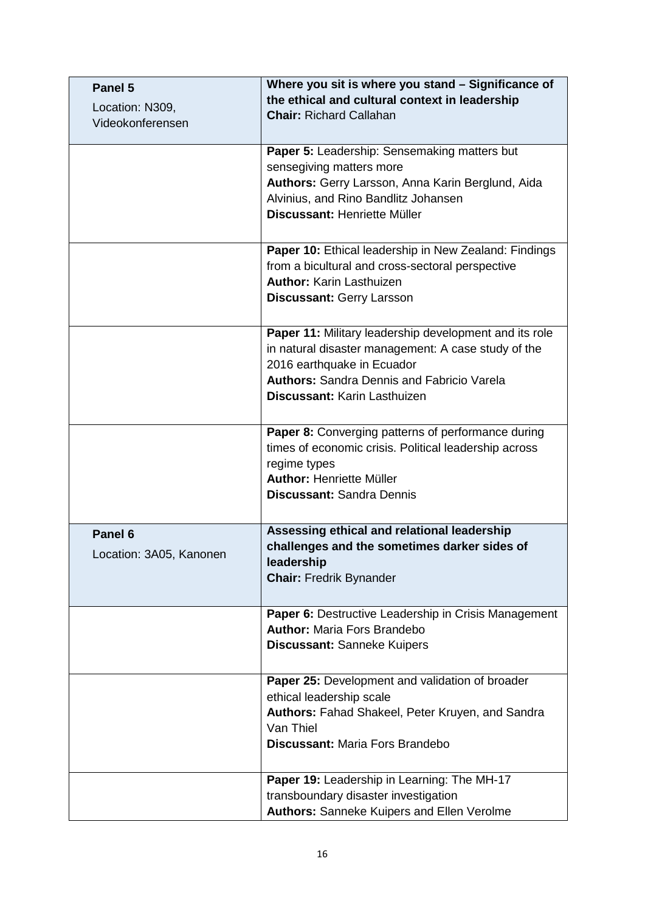| **Panel 5**<br>Location: N309, Videokonferensen | **Where you sit is where you stand – Significance of the ethical and cultural context in leadership**<br>**Chair:** Richard Callahan |
|---|---|
| | **Paper 5:** Leadership: Sensemaking matters but sensegiving matters more<br>**Authors:** Gerry Larsson, Anna Karin Berglund, Aida Alvinius, and Rino Bandlitz Johansen<br>**Discussant:** Henriette Müller |
| | **Paper 10:** Ethical leadership in New Zealand: Findings from a bicultural and cross-sectoral perspective<br>**Author:** Karin Lasthuizen<br>**Discussant:** Gerry Larsson |
| | **Paper 11:** Military leadership development and its role in natural disaster management: A case study of the 2016 earthquake in Ecuador<br>**Authors:** Sandra Dennis and Fabricio Varela<br>**Discussant:** Karin Lasthuizen |
| | **Paper 8:** Converging patterns of performance during times of economic crisis. Political leadership across regime types<br>**Author:** Henriette Müller<br>**Discussant:** Sandra Dennis |
| **Panel 6**<br>Location: 3A05, Kanonen | **Assessing ethical and relational leadership challenges and the sometimes darker sides of leadership**<br>**Chair:** Fredrik Bynander |
| | **Paper 6:** Destructive Leadership in Crisis Management<br>**Author:** Maria Fors Brandebo<br>**Discussant:** Sanneke Kuipers |
| | **Paper 25:** Development and validation of broader ethical leadership scale<br>**Authors:** Fahad Shakeel, Peter Kruyen, and Sandra Van Thiel<br>**Discussant:** Maria Fors Brandebo |
| | **Paper 19:** Leadership in Learning: The MH-17 transboundary disaster investigation<br>**Authors:** Sanneke Kuipers and Ellen Verolme |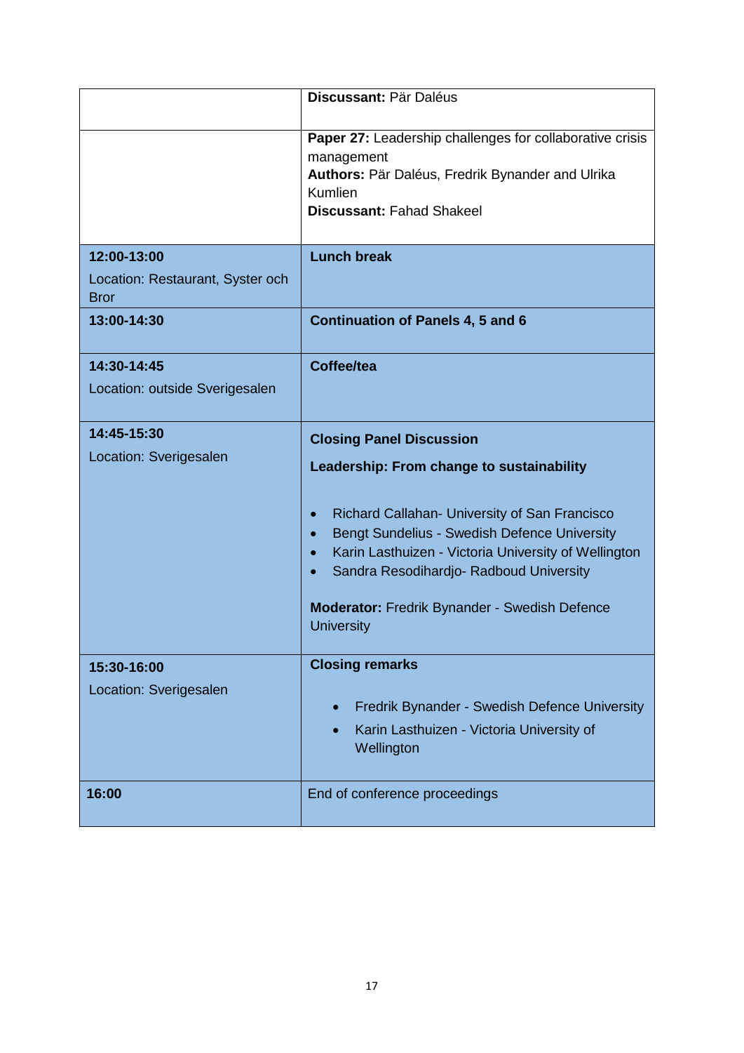| | |
|---|---|
| | **Discussant:** Pär Daléus |
| | **Paper 27:** Leadership challenges for collaborative crisis management<br>**Authors:** Pär Daléus, Fredrik Bynander and Ulrika Kumlien<br>**Discussant:** Fahad Shakeel |
| **12:00-13:00**<br>Location: Restaurant, Syster och Bror | **Lunch break** |
| **13:00-14:30** | **Continuation of Panels 4, 5 and 6** |
| **14:30-14:45**<br>Location: outside Sverigesalen | **Coffee/tea** |
| **14:45-15:30**<br>Location: Sverigesalen | **Closing Panel Discussion**<br>**Leadership: From change to sustainability**<br>• Richard Callahan- University of San Francisco<br>• Bengt Sundelius - Swedish Defence University<br>• Karin Lasthuizen - Victoria University of Wellington<br>• Sandra Resodihardjo- Radboud University<br>**Moderator:** Fredrik Bynander - Swedish Defence University |
| **15:30-16:00**<br>Location: Sverigesalen | **Closing remarks**<br>• Fredrik Bynander - Swedish Defence University<br>• Karin Lasthuizen - Victoria University of Wellington |
| **16:00** | End of conference proceedings |